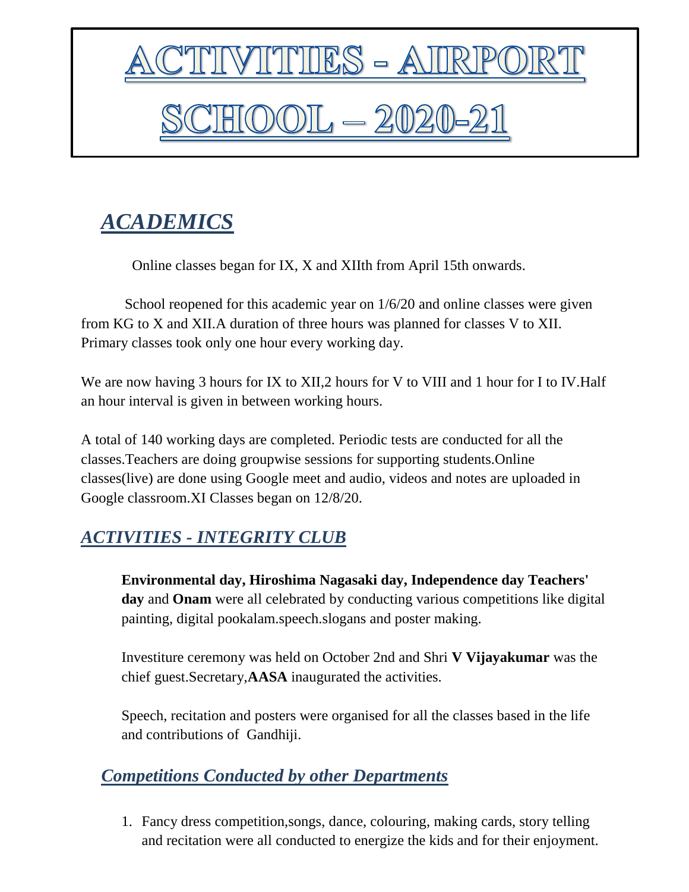# ACTIVITIES - AIRPORT SCHOOL – 2020-21

## *ACADEMICS*

Online classes began for IX, X and XIIth from April 15th onwards.

School reopened for this academic year on 1/6/20 and online classes were given from KG to X and XII.A duration of three hours was planned for classes V to XII. Primary classes took only one hour every working day.

We are now having 3 hours for IX to XII,2 hours for V to VIII and 1 hour for I to IV.Half an hour interval is given in between working hours.

A total of 140 working days are completed. Periodic tests are conducted for all the classes.Teachers are doing groupwise sessions for supporting students.Online classes(live) are done using Google meet and audio, videos and notes are uploaded in Google classroom.XI Classes began on 12/8/20.

## *ACTIVITIES - INTEGRITY CLUB*

**Environmental day, Hiroshima Nagasaki day, Independence day Teachers' day** and **Onam** were all celebrated by conducting various competitions like digital painting, digital pookalam.speech.slogans and poster making.

Investiture ceremony was held on October 2nd and Shri **V Vijayakumar** was the chief guest.Secretary,**AASA** inaugurated the activities.

Speech, recitation and posters were organised for all the classes based in the life and contributions of Gandhiji.

## *Competitions Conducted by other Departments*

1. Fancy dress competition,songs, dance, colouring, making cards, story telling and recitation were all conducted to energize the kids and for their enjoyment.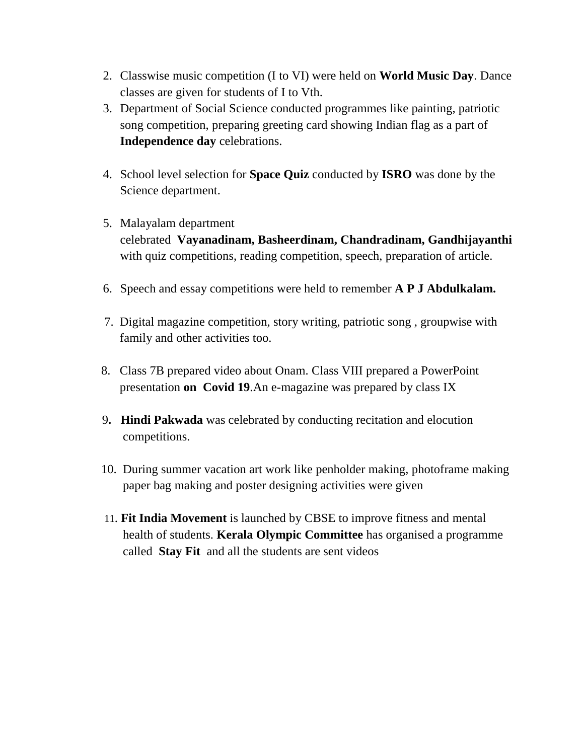2. Classwise music competition (I to VI) were held on **World Music Day**. Dance classes are given for students of I to Vth.
3. Department of Social Science conducted programmes like painting, patriotic song competition, preparing greeting card showing Indian flag as a part of **Independence day** celebrations.

4. School level selection for **Space Quiz** conducted by **ISRO** was done by the Science department.

5. Malayalam department celebrated **Vayanadinam, Basheerdinam, Chandradinam, Gandhijayanthi** with quiz competitions, reading competition, speech, preparation of article.

6. Speech and essay competitions were held to remember **A P J Abdulkalam.**

7. Digital magazine competition, story writing, patriotic song , groupwise with family and other activities too.

8. Class 7B prepared video about Onam. Class VIII prepared a PowerPoint presentation **on Covid 19**.An e-magazine was prepared by class IX

9. **Hindi Pakwada** was celebrated by conducting recitation and elocution competitions.

10. During summer vacation art work like penholder making, photoframe making paper bag making and poster designing activities were given

11. **Fit India Movement** is launched by CBSE to improve fitness and mental health of students. **Kerala Olympic Committee** has organised a programme called **Stay Fit** and all the students are sent videos